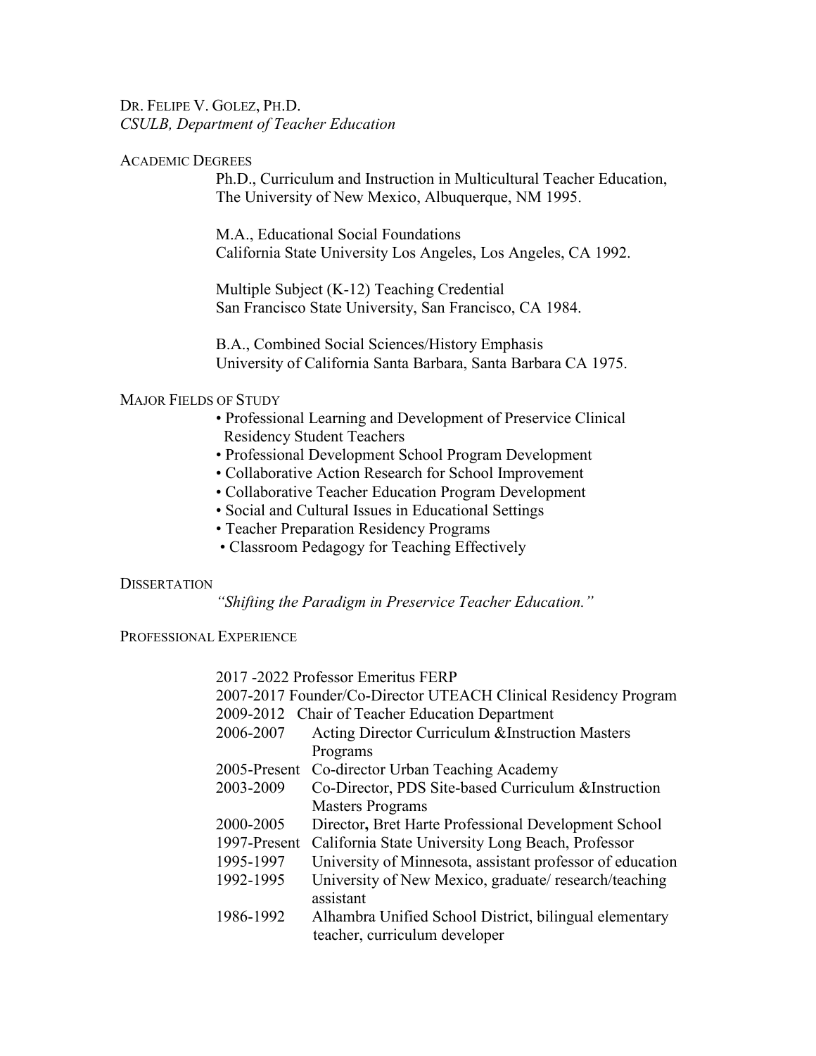DR. FELIPE V. GOLEZ, PH.D.
*CSULB, Department of Teacher Education*

## ACADEMIC DEGREES

Ph.D., Curriculum and Instruction in Multicultural Teacher Education, The University of New Mexico, Albuquerque, NM 1995.

M.A., Educational Social Foundations
California State University Los Angeles, Los Angeles, CA 1992.

Multiple Subject (K-12) Teaching Credential
San Francisco State University, San Francisco, CA 1984.

B.A., Combined Social Sciences/History Emphasis
University of California Santa Barbara, Santa Barbara CA 1975.

## MAJOR FIELDS OF STUDY

- Professional Learning and Development of Preservice Clinical Residency Student Teachers
- Professional Development School Program Development
- Collaborative Action Research for School Improvement
- Collaborative Teacher Education Program Development
- Social and Cultural Issues in Educational Settings
- Teacher Preparation Residency Programs
- Classroom Pedagogy for Teaching Effectively

## DISSERTATION

*"Shifting the Paradigm in Preservice Teacher Education."*

## PROFESSIONAL EXPERIENCE

2017 -2022 Professor Emeritus FERP
2007-2017 Founder/Co-Director UTEACH Clinical Residency Program

| | |
|---|---|
| 2009-2012 | Chair of Teacher Education Department |
| 2006-2007 | Acting Director Curriculum &Instruction Masters Programs |
| 2005-Present | Co-director Urban Teaching Academy |
| 2003-2009 | Co-Director, PDS Site-based Curriculum &Instruction Masters Programs |
| 2000-2005 | Director**,** Bret Harte Professional Development School |
| 1997-Present | California State University Long Beach, Professor |
| 1995-1997 | University of Minnesota, assistant professor of education |
| 1992-1995 | University of New Mexico, graduate/ research/teaching assistant |
| 1986-1992 | Alhambra Unified School District, bilingual elementary teacher, curriculum developer |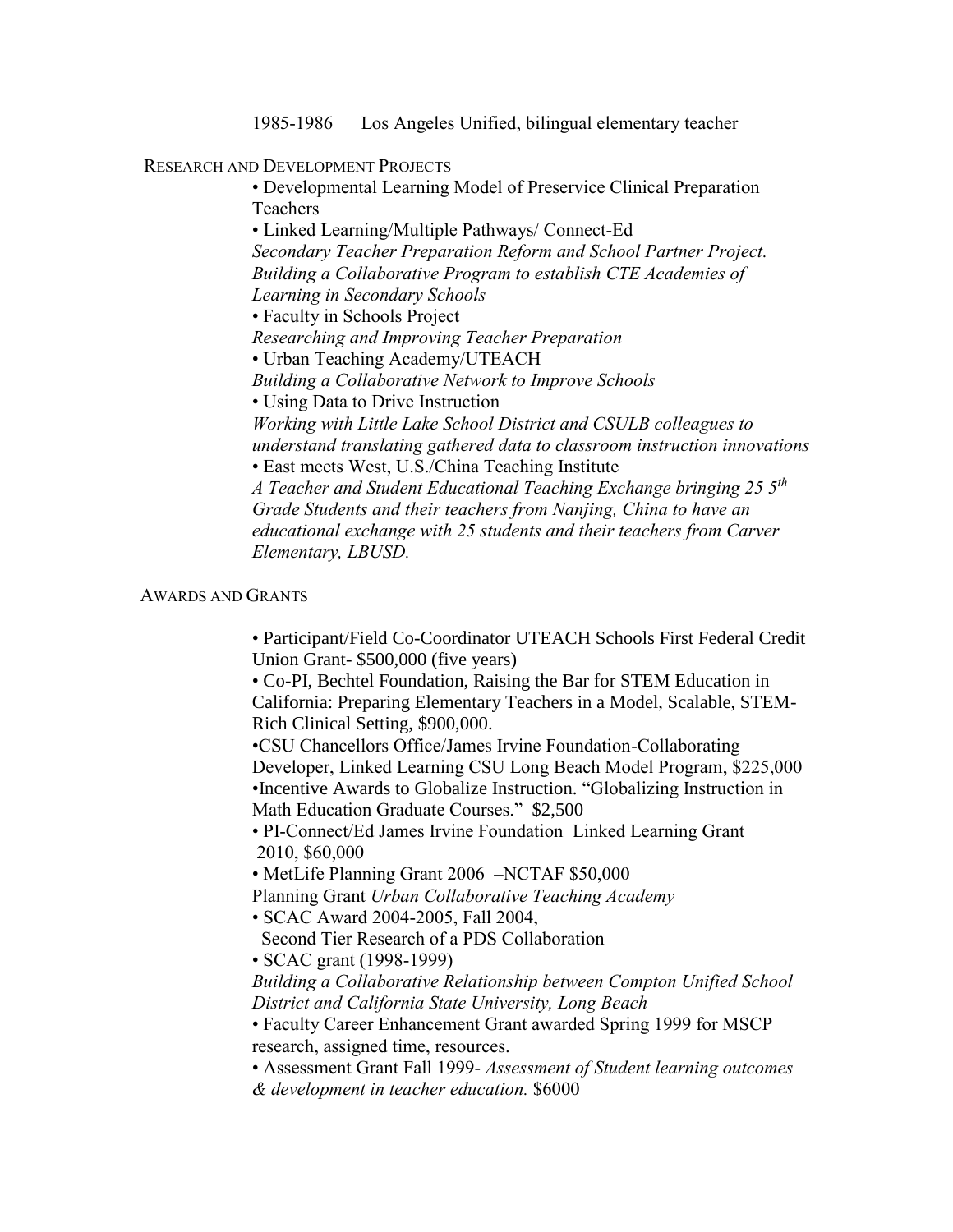1985-1986 Los Angeles Unified, bilingual elementary teacher

## Research and Development Projects

- Developmental Learning Model of Preservice Clinical Preparation Teachers
- Linked Learning/Multiple Pathways/ Connect-Ed
  *Secondary Teacher Preparation Reform and School Partner Project. Building a Collaborative Program to establish CTE Academies of Learning in Secondary Schools*
- Faculty in Schools Project
  *Researching and Improving Teacher Preparation*
- Urban Teaching Academy/UTEACH
  *Building a Collaborative Network to Improve Schools*
- Using Data to Drive Instruction
  *Working with Little Lake School District and CSULB colleagues to understand translating gathered data to classroom instruction innovations*
- East meets West, U.S./China Teaching Institute
  *A Teacher and Student Educational Teaching Exchange bringing 25 5th Grade Students and their teachers from Nanjing, China to have an educational exchange with 25 students and their teachers from Carver Elementary, LBUSD.*

## Awards and Grants

- Participant/Field Co-Coordinator UTEACH Schools First Federal Credit Union Grant- $500,000 (five years)
- Co-PI, Bechtel Foundation, Raising the Bar for STEM Education in California: Preparing Elementary Teachers in a Model, Scalable, STEM-Rich Clinical Setting, $900,000.
- CSU Chancellors Office/James Irvine Foundation-Collaborating Developer, Linked Learning CSU Long Beach Model Program, $225,000
- Incentive Awards to Globalize Instruction. "Globalizing Instruction in Math Education Graduate Courses." $2,500
- PI-Connect/Ed James Irvine Foundation Linked Learning Grant 2010, $60,000
- MetLife Planning Grant 2006 –NCTAF $50,000
  Planning Grant *Urban Collaborative Teaching Academy*
- SCAC Award 2004-2005, Fall 2004,
  Second Tier Research of a PDS Collaboration
- SCAC grant (1998-1999)
  *Building a Collaborative Relationship between Compton Unified School District and California State University, Long Beach*
- Faculty Career Enhancement Grant awarded Spring 1999 for MSCP research, assigned time, resources.
- Assessment Grant Fall 1999- *Assessment of Student learning outcomes & development in teacher education.* $6000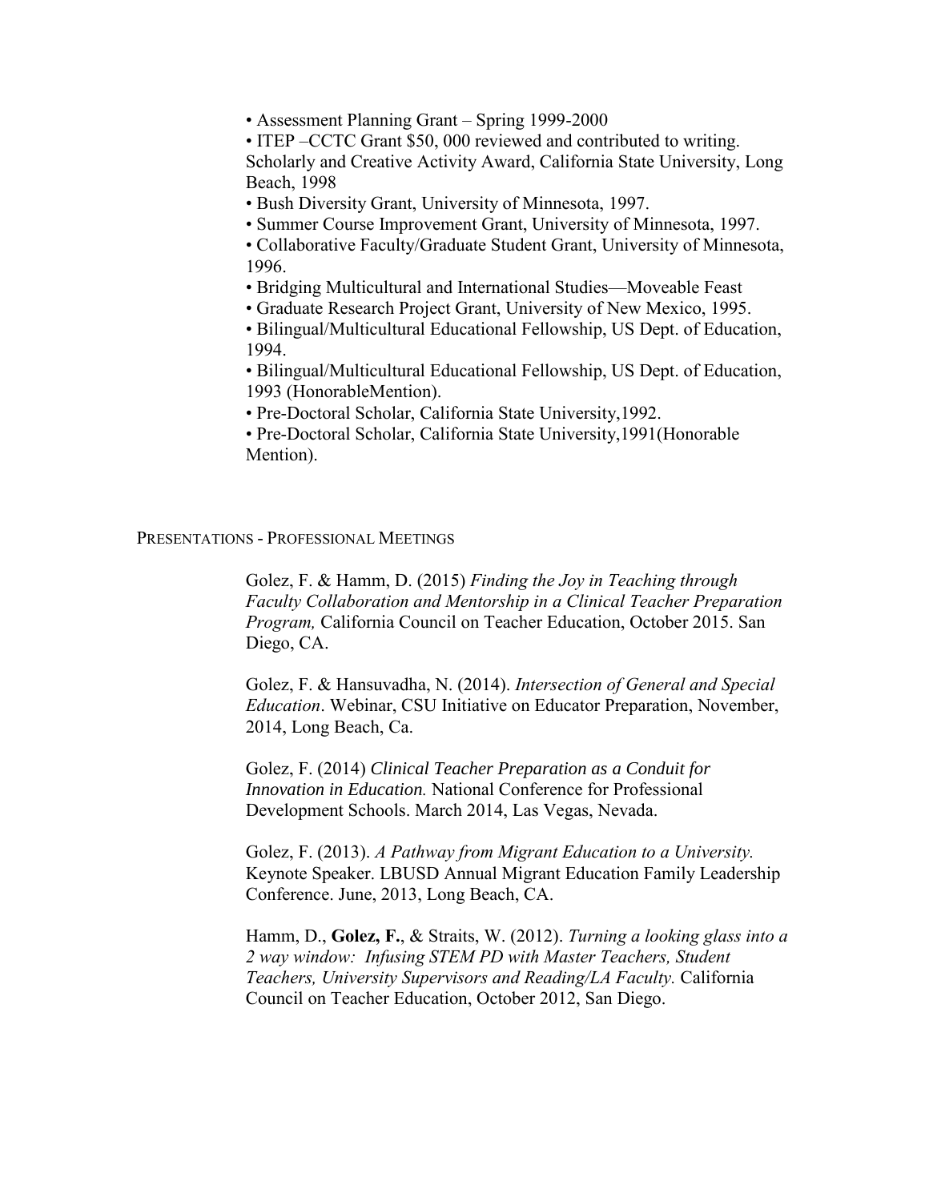- Assessment Planning Grant – Spring 1999-2000
- ITEP –CCTC Grant $50, 000 reviewed and contributed to writing. Scholarly and Creative Activity Award, California State University, Long Beach, 1998
- Bush Diversity Grant, University of Minnesota, 1997.
- Summer Course Improvement Grant, University of Minnesota, 1997.
- Collaborative Faculty/Graduate Student Grant, University of Minnesota, 1996.
- Bridging Multicultural and International Studies—Moveable Feast
- Graduate Research Project Grant, University of New Mexico, 1995.
- Bilingual/Multicultural Educational Fellowship, US Dept. of Education, 1994.
- Bilingual/Multicultural Educational Fellowship, US Dept. of Education, 1993 (HonorableMention).
- Pre-Doctoral Scholar, California State University,1992.
- Pre-Doctoral Scholar, California State University,1991(Honorable Mention).

## Presentations - Professional Meetings

Golez, F. & Hamm, D. (2015) *Finding the Joy in Teaching through Faculty Collaboration and Mentorship in a Clinical Teacher Preparation Program,* California Council on Teacher Education, October 2015. San Diego, CA.

Golez, F. & Hansuvadha, N. (2014). *Intersection of General and Special Education*. Webinar, CSU Initiative on Educator Preparation, November, 2014, Long Beach, Ca.

Golez, F. (2014) *Clinical Teacher Preparation as a Conduit for Innovation in Education.* National Conference for Professional Development Schools. March 2014, Las Vegas, Nevada.

Golez, F. (2013). *A Pathway from Migrant Education to a University.* Keynote Speaker. LBUSD Annual Migrant Education Family Leadership Conference. June, 2013, Long Beach, CA.

Hamm, D., **Golez, F.**, & Straits, W. (2012). *Turning a looking glass into a 2 way window: Infusing STEM PD with Master Teachers, Student Teachers, University Supervisors and Reading/LA Faculty.* California Council on Teacher Education, October 2012, San Diego.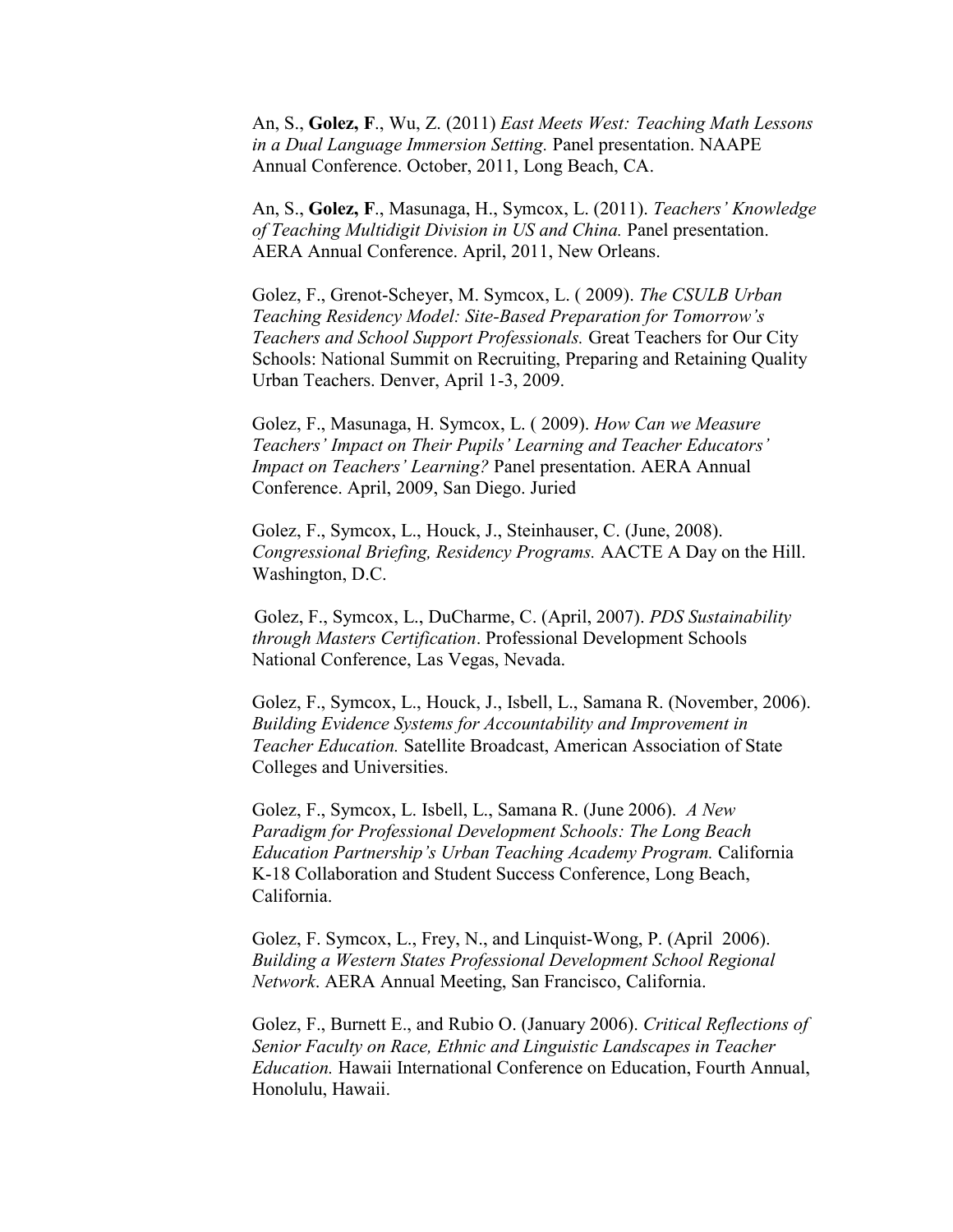An, S., **Golez, F**., Wu, Z. (2011) *East Meets West: Teaching Math Lessons in a Dual Language Immersion Setting.* Panel presentation. NAAPE Annual Conference. October, 2011, Long Beach, CA.

An, S., **Golez, F**., Masunaga, H., Symcox, L. (2011). *Teachers' Knowledge of Teaching Multidigit Division in US and China.* Panel presentation. AERA Annual Conference. April, 2011, New Orleans.

Golez, F., Grenot-Scheyer, M. Symcox, L. ( 2009). *The CSULB Urban Teaching Residency Model: Site-Based Preparation for Tomorrow's Teachers and School Support Professionals.* Great Teachers for Our City Schools: National Summit on Recruiting, Preparing and Retaining Quality Urban Teachers. Denver, April 1-3, 2009.

Golez, F., Masunaga, H. Symcox, L. ( 2009). *How Can we Measure Teachers' Impact on Their Pupils' Learning and Teacher Educators' Impact on Teachers' Learning?* Panel presentation. AERA Annual Conference. April, 2009, San Diego. Juried

Golez, F., Symcox, L., Houck, J., Steinhauser, C. (June, 2008). *Congressional Briefing, Residency Programs.* AACTE A Day on the Hill. Washington, D.C.

Golez, F., Symcox, L., DuCharme, C. (April, 2007). *PDS Sustainability through Masters Certification*. Professional Development Schools National Conference, Las Vegas, Nevada.

Golez, F., Symcox, L., Houck, J., Isbell, L., Samana R. (November, 2006). *Building Evidence Systems for Accountability and Improvement in Teacher Education.* Satellite Broadcast, American Association of State Colleges and Universities.

Golez, F., Symcox, L. Isbell, L., Samana R. (June 2006). *A New Paradigm for Professional Development Schools: The Long Beach Education Partnership's Urban Teaching Academy Program.* California K-18 Collaboration and Student Success Conference, Long Beach, California.

Golez, F. Symcox, L., Frey, N., and Linquist-Wong, P. (April 2006). *Building a Western States Professional Development School Regional Network*. AERA Annual Meeting, San Francisco, California.

Golez, F., Burnett E., and Rubio O. (January 2006). *Critical Reflections of Senior Faculty on Race, Ethnic and Linguistic Landscapes in Teacher Education.* Hawaii International Conference on Education, Fourth Annual, Honolulu, Hawaii.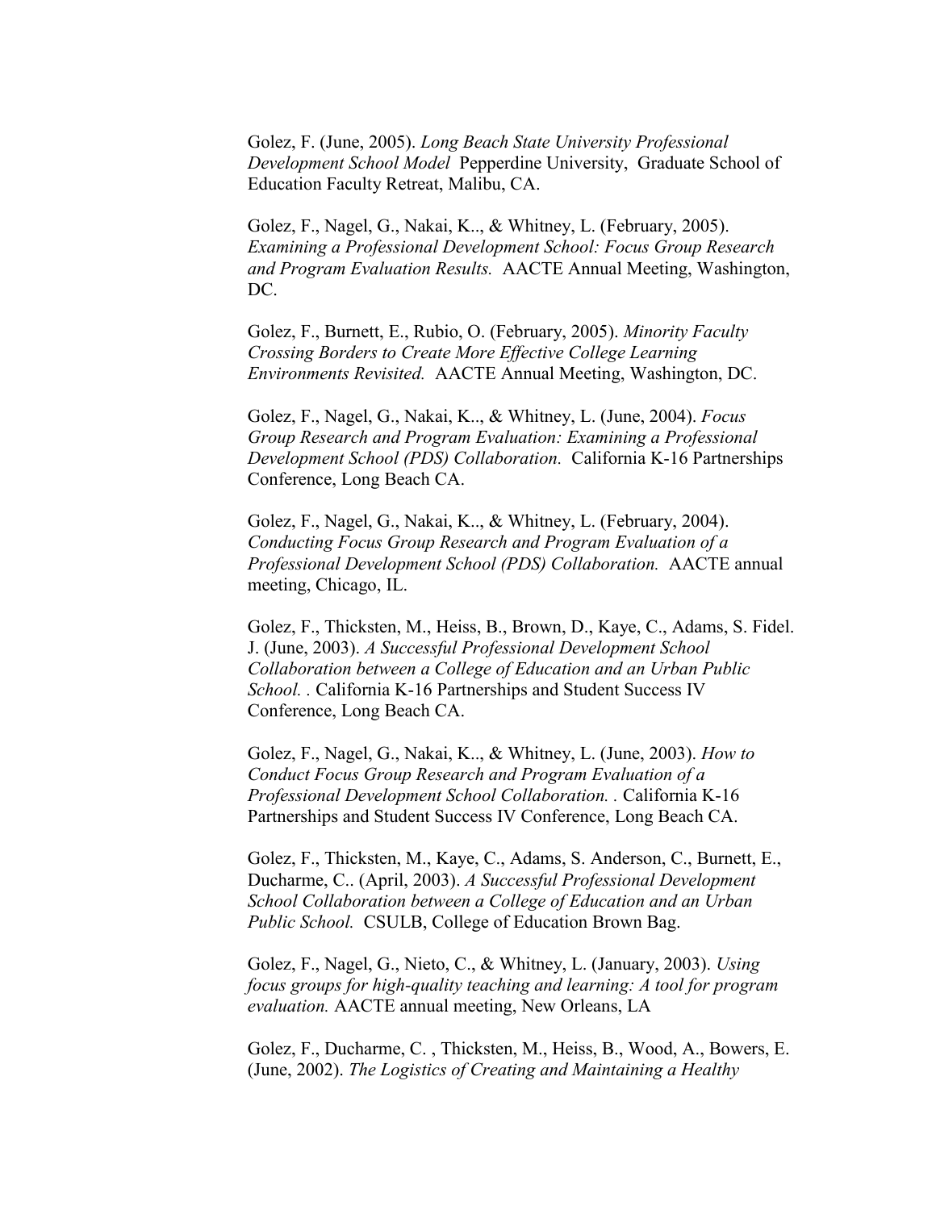Golez, F. (June, 2005). *Long Beach State University Professional Development School Model* Pepperdine University, Graduate School of Education Faculty Retreat, Malibu, CA.

Golez, F., Nagel, G., Nakai, K.., & Whitney, L. (February, 2005). *Examining a Professional Development School: Focus Group Research and Program Evaluation Results.* AACTE Annual Meeting, Washington, DC.

Golez, F., Burnett, E., Rubio, O. (February, 2005). *Minority Faculty Crossing Borders to Create More Effective College Learning Environments Revisited.* AACTE Annual Meeting, Washington, DC.

Golez, F., Nagel, G., Nakai, K.., & Whitney, L. (June, 2004). *Focus Group Research and Program Evaluation: Examining a Professional Development School (PDS) Collaboration.* California K-16 Partnerships Conference, Long Beach CA.

Golez, F., Nagel, G., Nakai, K.., & Whitney, L. (February, 2004). *Conducting Focus Group Research and Program Evaluation of a Professional Development School (PDS) Collaboration.* AACTE annual meeting, Chicago, IL.

Golez, F., Thicksten, M., Heiss, B., Brown, D., Kaye, C., Adams, S. Fidel. J. (June, 2003). *A Successful Professional Development School Collaboration between a College of Education and an Urban Public School. .* California K-16 Partnerships and Student Success IV Conference, Long Beach CA.

Golez, F., Nagel, G., Nakai, K.., & Whitney, L. (June, 2003). *How to Conduct Focus Group Research and Program Evaluation of a Professional Development School Collaboration. .* California K-16 Partnerships and Student Success IV Conference, Long Beach CA.

Golez, F., Thicksten, M., Kaye, C., Adams, S. Anderson, C., Burnett, E., Ducharme, C.. (April, 2003). *A Successful Professional Development School Collaboration between a College of Education and an Urban Public School.* CSULB, College of Education Brown Bag.

Golez, F., Nagel, G., Nieto, C., & Whitney, L. (January, 2003). *Using focus groups for high-quality teaching and learning: A tool for program evaluation.* AACTE annual meeting, New Orleans, LA

Golez, F., Ducharme, C. , Thicksten, M., Heiss, B., Wood, A., Bowers, E. (June, 2002). *The Logistics of Creating and Maintaining a Healthy*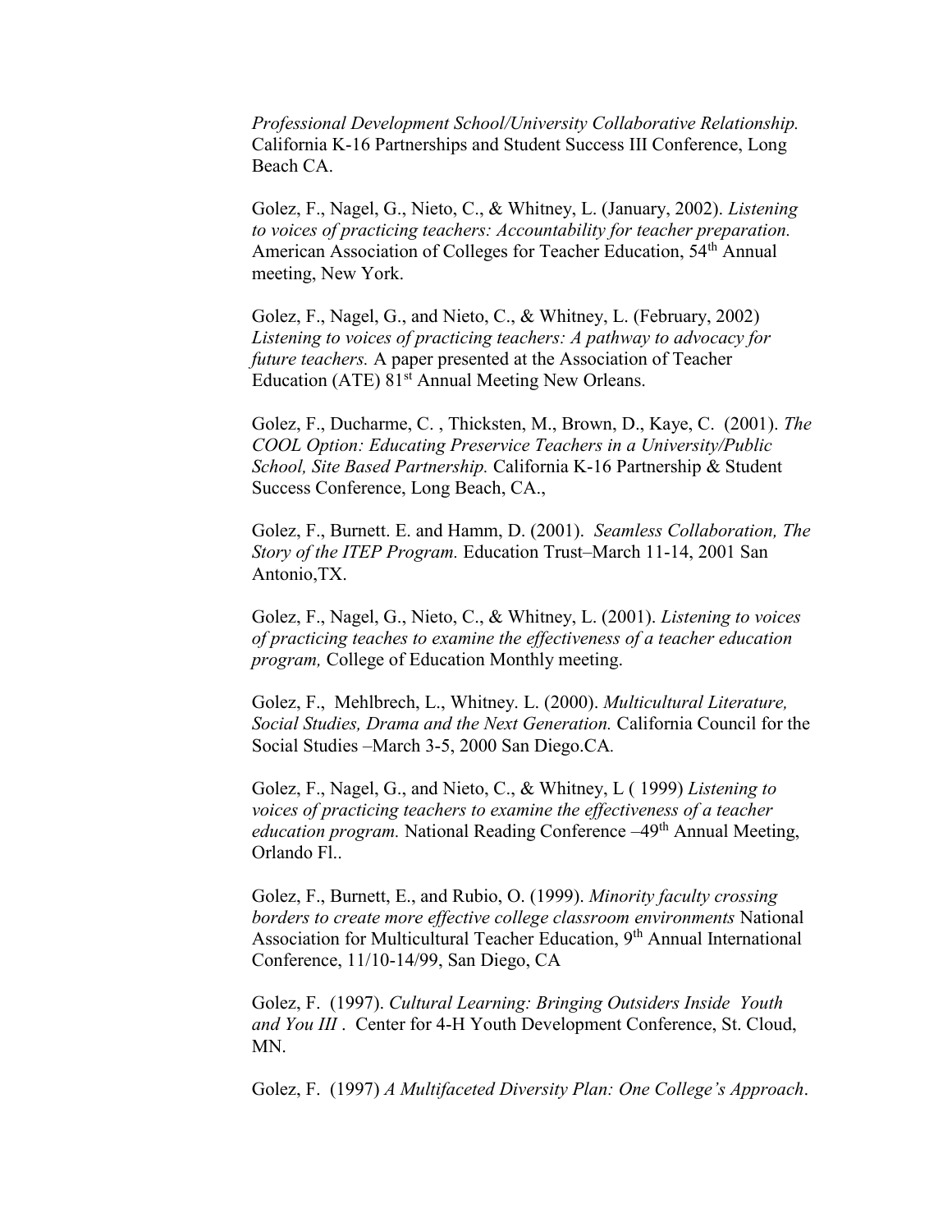*Professional Development School/University Collaborative Relationship.* California K-16 Partnerships and Student Success III Conference, Long Beach CA.

Golez, F., Nagel, G., Nieto, C., & Whitney, L. (January, 2002). *Listening to voices of practicing teachers: Accountability for teacher preparation.* American Association of Colleges for Teacher Education, 54th Annual meeting, New York.

Golez, F., Nagel, G., and Nieto, C., & Whitney, L. (February, 2002) *Listening to voices of practicing teachers: A pathway to advocacy for future teachers.* A paper presented at the Association of Teacher Education (ATE) 81st Annual Meeting New Orleans.

Golez, F., Ducharme, C. , Thicksten, M., Brown, D., Kaye, C. (2001). *The COOL Option: Educating Preservice Teachers in a University/Public School, Site Based Partnership.* California K-16 Partnership & Student Success Conference, Long Beach, CA.,

Golez, F., Burnett. E. and Hamm, D. (2001). *Seamless Collaboration, The Story of the ITEP Program.* Education Trust–March 11-14, 2001 San Antonio,TX.

Golez, F., Nagel, G., Nieto, C., & Whitney, L. (2001). *Listening to voices of practicing teaches to examine the effectiveness of a teacher education program,* College of Education Monthly meeting.

Golez, F., Mehlbrech, L., Whitney. L. (2000). *Multicultural Literature, Social Studies, Drama and the Next Generation.* California Council for the Social Studies –March 3-5, 2000 San Diego.CA.

Golez, F., Nagel, G., and Nieto, C., & Whitney, L ( 1999) *Listening to voices of practicing teachers to examine the effectiveness of a teacher education program.* National Reading Conference –49th Annual Meeting, Orlando Fl..

Golez, F., Burnett, E., and Rubio, O. (1999). *Minority faculty crossing borders to create more effective college classroom environments* National Association for Multicultural Teacher Education, 9th Annual International Conference, 11/10-14/99, San Diego, CA

Golez, F. (1997). *Cultural Learning: Bringing Outsiders Inside Youth and You III* . Center for 4-H Youth Development Conference, St. Cloud, MN.

Golez, F. (1997) *A Multifaceted Diversity Plan: One College's Approach*.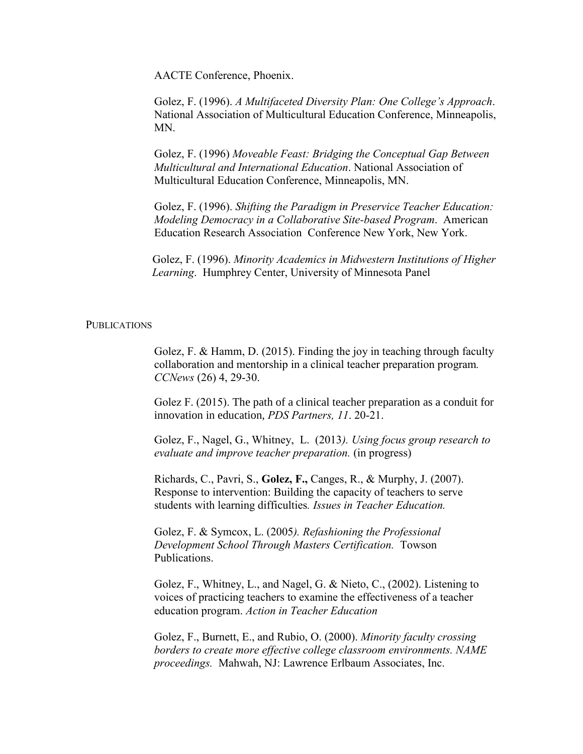AACTE Conference, Phoenix.

Golez, F. (1996). *A Multifaceted Diversity Plan: One College's Approach*. National Association of Multicultural Education Conference, Minneapolis, MN.

Golez, F. (1996) *Moveable Feast: Bridging the Conceptual Gap Between Multicultural and International Education*. National Association of Multicultural Education Conference, Minneapolis, MN.

Golez, F. (1996). *Shifting the Paradigm in Preservice Teacher Education: Modeling Democracy in a Collaborative Site-based Program*. American Education Research Association Conference New York, New York.

Golez, F. (1996). *Minority Academics in Midwestern Institutions of Higher Learning*. Humphrey Center, University of Minnesota Panel

## PUBLICATIONS

Golez, F. & Hamm, D. (2015). Finding the joy in teaching through faculty collaboration and mentorship in a clinical teacher preparation program. *CCNews* (26) 4, 29-30.

Golez F. (2015). The path of a clinical teacher preparation as a conduit for innovation in education, *PDS Partners, 11*. 20-21.

Golez, F., Nagel, G., Whitney, L. (2013*). Using focus group research to evaluate and improve teacher preparation.* (in progress)

Richards, C., Pavri, S., **Golez, F.,** Canges, R., & Murphy, J. (2007). Response to intervention: Building the capacity of teachers to serve students with learning difficulties*. Issues in Teacher Education.*

Golez, F. & Symcox, L. (2005*). Refashioning the Professional Development School Through Masters Certification.* Towson Publications.

Golez, F., Whitney, L., and Nagel, G. & Nieto, C., (2002). Listening to voices of practicing teachers to examine the effectiveness of a teacher education program. *Action in Teacher Education*

Golez, F., Burnett, E., and Rubio, O. (2000). *Minority faculty crossing borders to create more effective college classroom environments. NAME proceedings.* Mahwah, NJ: Lawrence Erlbaum Associates, Inc.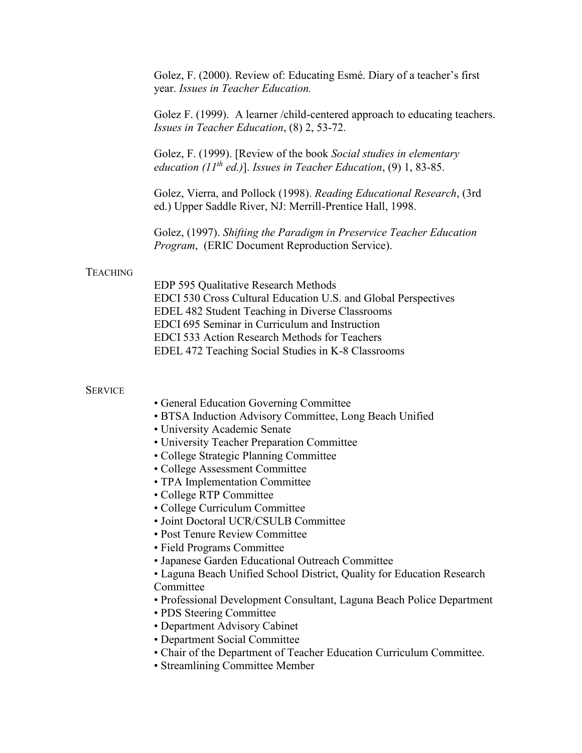Golez, F. (2000). Review of: Educating Esmé. Diary of a teacher's first year. *Issues in Teacher Education.*

Golez F. (1999). A learner /child-centered approach to educating teachers. *Issues in Teacher Education*, (8) 2, 53-72.

Golez, F. (1999). [Review of the book *Social studies in elementary education (11th ed.)*]. *Issues in Teacher Education*, (9) 1, 83-85.

Golez, Vierra, and Pollock (1998). *Reading Educational Research*, (3rd ed.) Upper Saddle River, NJ: Merrill-Prentice Hall, 1998.

Golez, (1997). *Shifting the Paradigm in Preservice Teacher Education Program*, (ERIC Document Reproduction Service).

## TEACHING

EDP 595 Qualitative Research Methods
EDCI 530 Cross Cultural Education U.S. and Global Perspectives
EDEL 482 Student Teaching in Diverse Classrooms
EDCI 695 Seminar in Curriculum and Instruction
EDCI 533 Action Research Methods for Teachers
EDEL 472 Teaching Social Studies in K-8 Classrooms

## SERVICE

- General Education Governing Committee
- BTSA Induction Advisory Committee, Long Beach Unified
- University Academic Senate
- University Teacher Preparation Committee
- College Strategic Planning Committee
- College Assessment Committee
- TPA Implementation Committee
- College RTP Committee
- College Curriculum Committee
- Joint Doctoral UCR/CSULB Committee
- Post Tenure Review Committee
- Field Programs Committee
- Japanese Garden Educational Outreach Committee
- Laguna Beach Unified School District, Quality for Education Research Committee
- Professional Development Consultant, Laguna Beach Police Department
- PDS Steering Committee
- Department Advisory Cabinet
- Department Social Committee
- Chair of the Department of Teacher Education Curriculum Committee.
- Streamlining Committee Member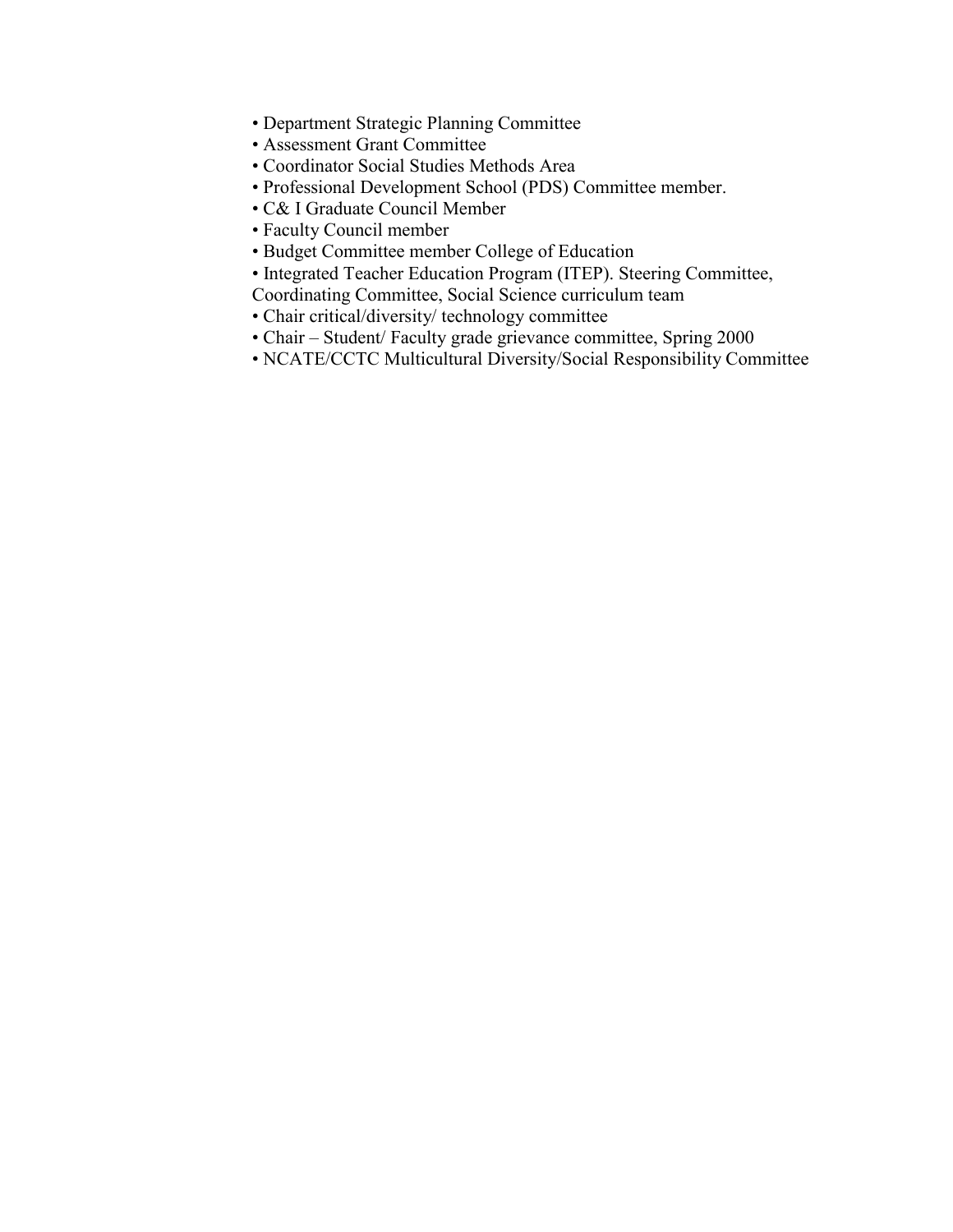- Department Strategic Planning Committee
- Assessment Grant Committee
- Coordinator Social Studies Methods Area
- Professional Development School (PDS) Committee member.
- C& I Graduate Council Member
- Faculty Council member
- Budget Committee member College of Education
- Integrated Teacher Education Program (ITEP). Steering Committee, Coordinating Committee, Social Science curriculum team
- Chair critical/diversity/ technology committee
- Chair – Student/ Faculty grade grievance committee, Spring 2000
- NCATE/CCTC Multicultural Diversity/Social Responsibility Committee